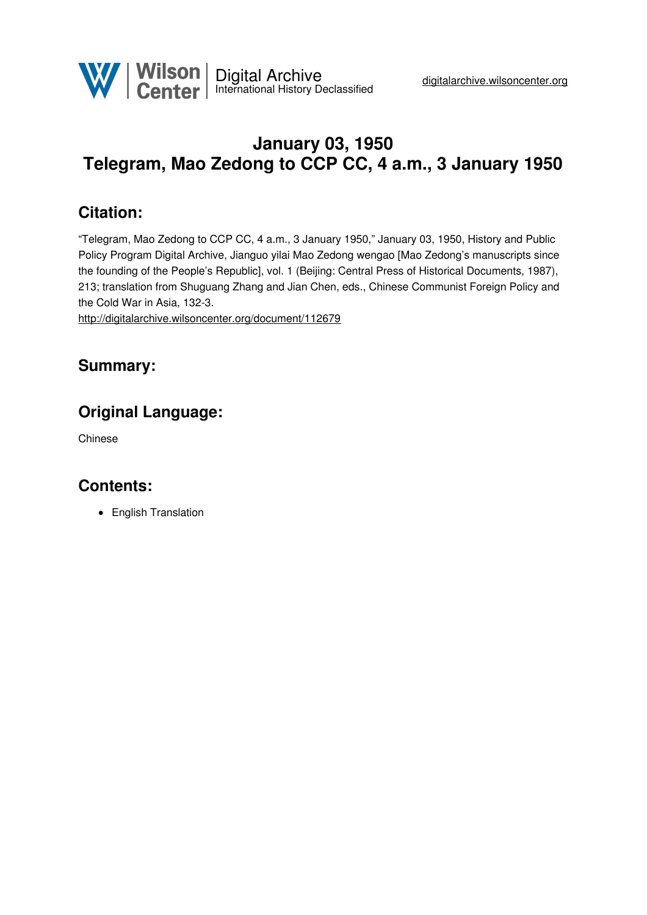# January 03, 1950
# Telegram, Mao Zedong to CCP CC, 4 a.m., 3 January 1950

## Citation:

"Telegram, Mao Zedong to CCP CC, 4 a.m., 3 January 1950," January 03, 1950, History and Public Policy Program Digital Archive, Jianguo yilai Mao Zedong wengao [Mao Zedong's manuscripts since the founding of the People's Republic], vol. 1 (Beijing: Central Press of Historical Documents, 1987), 213; translation from Shuguang Zhang and Jian Chen, eds., Chinese Communist Foreign Policy and the Cold War in Asia, 132-3.
http://digitalarchive.wilsoncenter.org/document/112679

## Summary:

## Original Language:

Chinese

## Contents:

- English Translation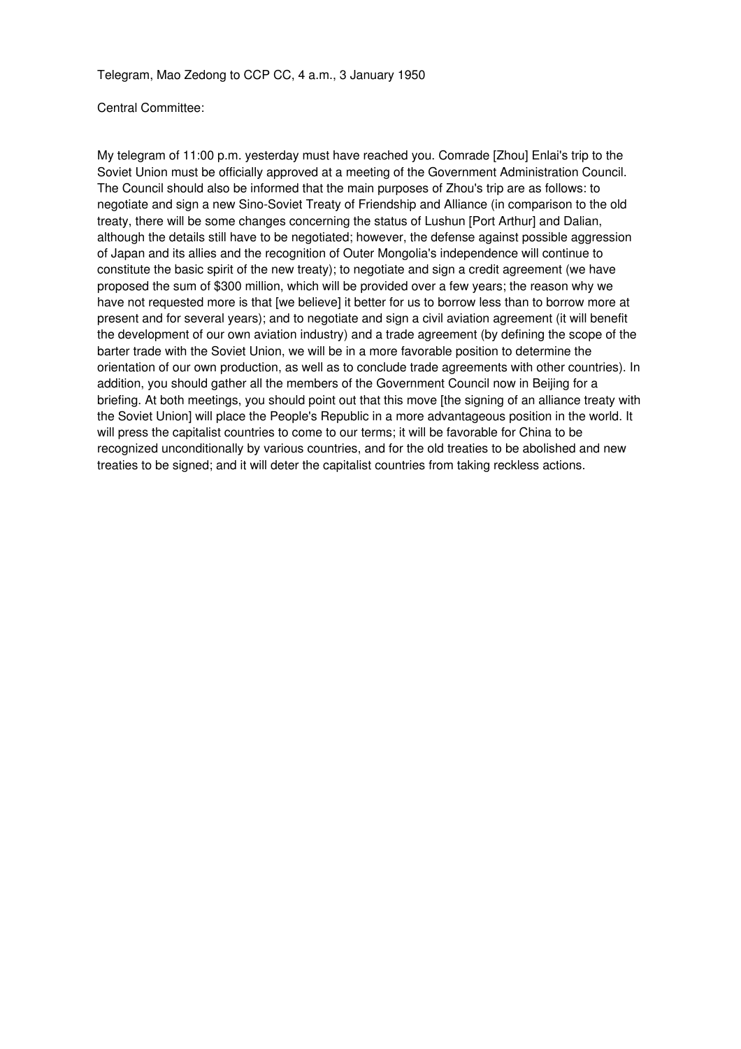Telegram, Mao Zedong to CCP CC, 4 a.m., 3 January 1950

Central Committee:

My telegram of 11:00 p.m. yesterday must have reached you. Comrade [Zhou] Enlai's trip to the Soviet Union must be officially approved at a meeting of the Government Administration Council. The Council should also be informed that the main purposes of Zhou's trip are as follows: to negotiate and sign a new Sino-Soviet Treaty of Friendship and Alliance (in comparison to the old treaty, there will be some changes concerning the status of Lushun [Port Arthur] and Dalian, although the details still have to be negotiated; however, the defense against possible aggression of Japan and its allies and the recognition of Outer Mongolia's independence will continue to constitute the basic spirit of the new treaty); to negotiate and sign a credit agreement (we have proposed the sum of $300 million, which will be provided over a few years; the reason why we have not requested more is that [we believe] it better for us to borrow less than to borrow more at present and for several years); and to negotiate and sign a civil aviation agreement (it will benefit the development of our own aviation industry) and a trade agreement (by defining the scope of the barter trade with the Soviet Union, we will be in a more favorable position to determine the orientation of our own production, as well as to conclude trade agreements with other countries). In addition, you should gather all the members of the Government Council now in Beijing for a briefing. At both meetings, you should point out that this move [the signing of an alliance treaty with the Soviet Union] will place the People's Republic in a more advantageous position in the world. It will press the capitalist countries to come to our terms; it will be favorable for China to be recognized unconditionally by various countries, and for the old treaties to be abolished and new treaties to be signed; and it will deter the capitalist countries from taking reckless actions.